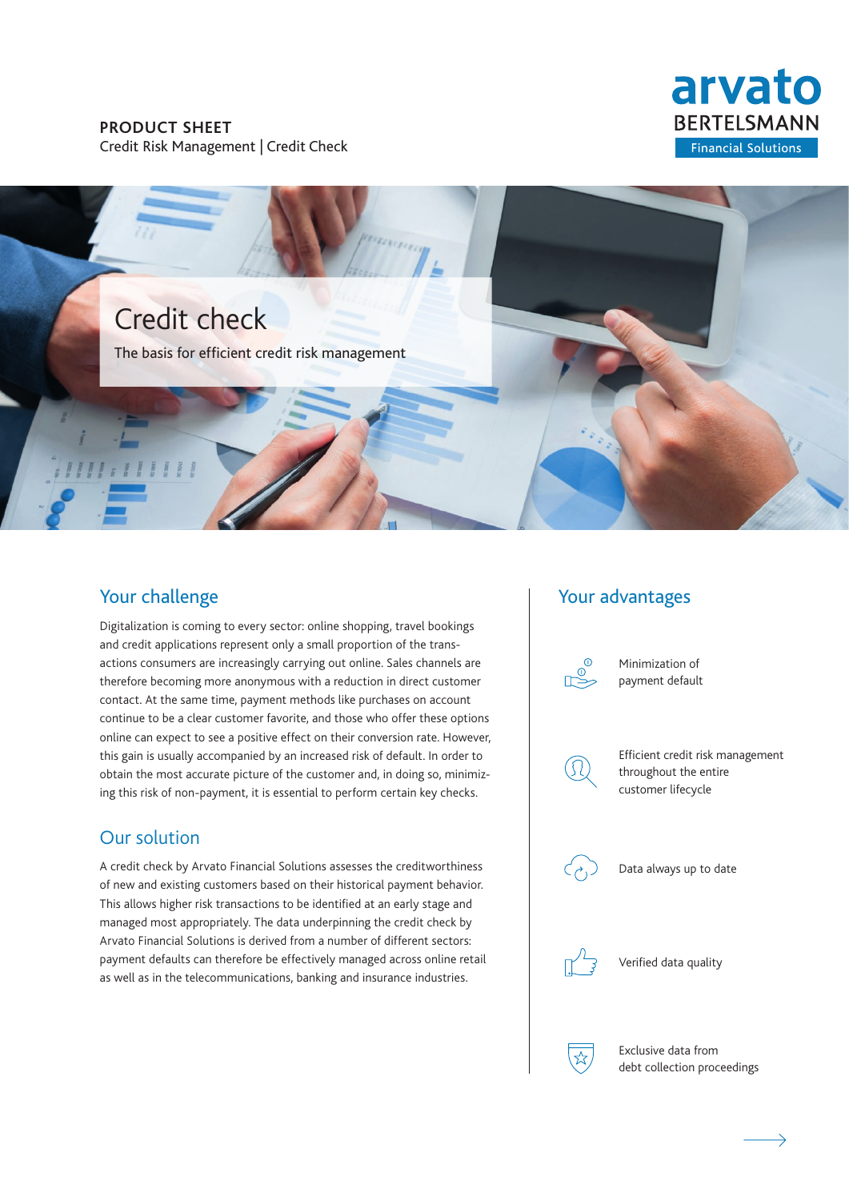**PRODUCT SHEET**
Credit Risk Management | Credit Check

arvato BERTELSMANN Financial Solutions

# Credit check

The basis for efficient credit risk management

## Your challenge

Digitalization is coming to every sector: online shopping, travel bookings and credit applications represent only a small proportion of the transactions consumers are increasingly carrying out online. Sales channels are therefore becoming more anonymous with a reduction in direct customer contact. At the same time, payment methods like purchases on account continue to be a clear customer favorite, and those who offer these options online can expect to see a positive effect on their conversion rate. However, this gain is usually accompanied by an increased risk of default. In order to obtain the most accurate picture of the customer and, in doing so, minimizing this risk of non-payment, it is essential to perform certain key checks.

## Our solution

A credit check by Arvato Financial Solutions assesses the creditworthiness of new and existing customers based on their historical payment behavior. This allows higher risk transactions to be identified at an early stage and managed most appropriately. The data underpinning the credit check by Arvato Financial Solutions is derived from a number of different sectors: payment defaults can therefore be effectively managed across online retail as well as in the telecommunications, banking and insurance industries.

## Your advantages

- Minimization of payment default
- Efficient credit risk management throughout the entire customer lifecycle
- Data always up to date
- Verified data quality
- Exclusive data from debt collection proceedings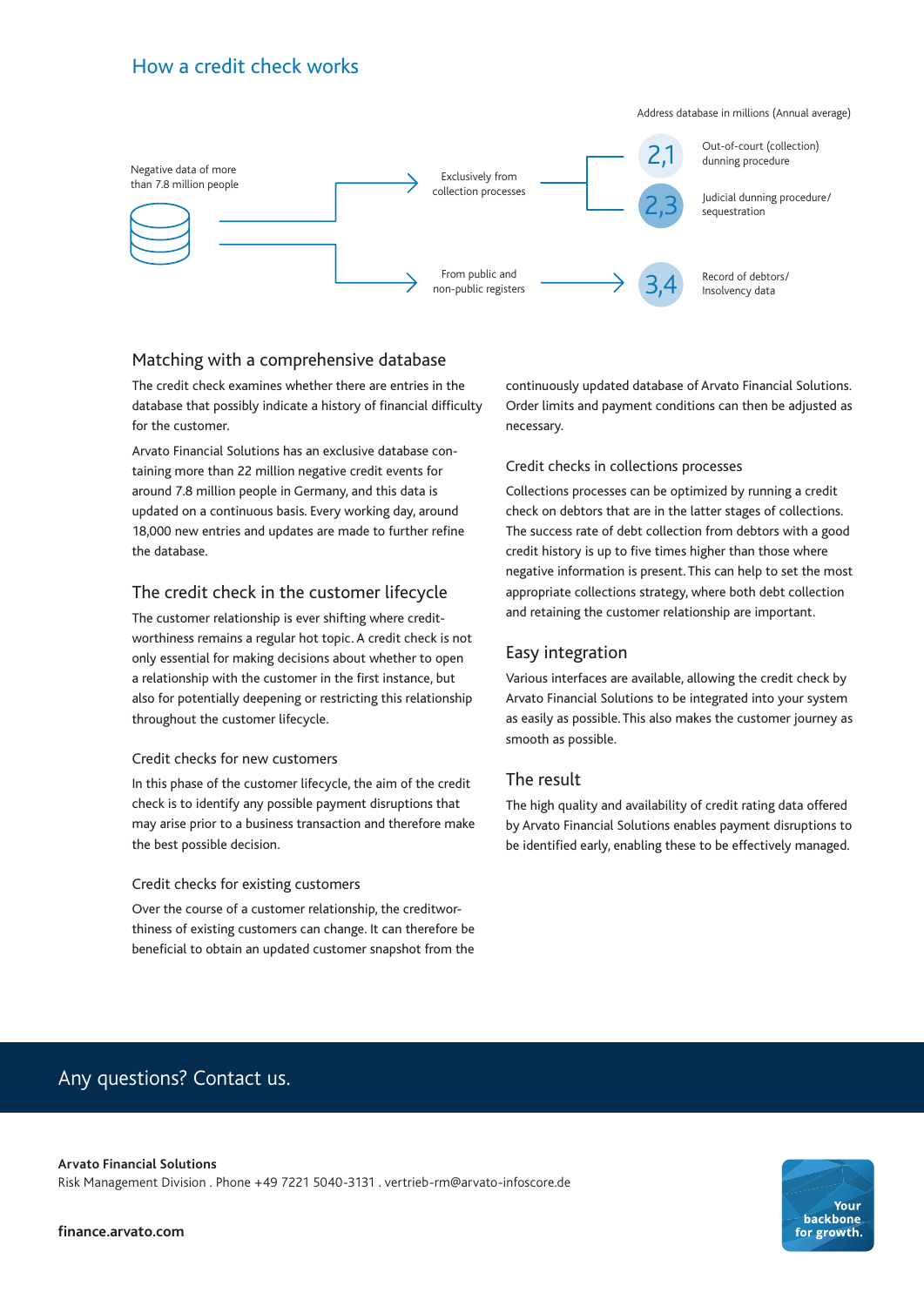## How a credit check works

Address database in millions (Annual average)

Negative data of more than 7.8 million people

Exclusively from collection processes

From public and non-public registers

2,1 Out-of-court (collection) dunning procedure

2,3 Judicial dunning procedure/ sequestration

3,4 Record of debtors/ Insolvency data

### Matching with a comprehensive database

The credit check examines whether there are entries in the database that possibly indicate a history of financial difficulty for the customer.

Arvato Financial Solutions has an exclusive database containing more than 22 million negative credit events for around 7.8 million people in Germany, and this data is updated on a continuous basis. Every working day, around 18,000 new entries and updates are made to further refine the database.

### The credit check in the customer lifecycle

The customer relationship is ever shifting where creditworthiness remains a regular hot topic. A credit check is not only essential for making decisions about whether to open a relationship with the customer in the first instance, but also for potentially deepening or restricting this relationship throughout the customer lifecycle.

#### Credit checks for new customers

In this phase of the customer lifecycle, the aim of the credit check is to identify any possible payment disruptions that may arise prior to a business transaction and therefore make the best possible decision.

#### Credit checks for existing customers

Over the course of a customer relationship, the creditworthiness of existing customers can change. It can therefore be beneficial to obtain an updated customer snapshot from the continuously updated database of Arvato Financial Solutions. Order limits and payment conditions can then be adjusted as necessary.

#### Credit checks in collections processes

Collections processes can be optimized by running a credit check on debtors that are in the latter stages of collections. The success rate of debt collection from debtors with a good credit history is up to five times higher than those where negative information is present. This can help to set the most appropriate collections strategy, where both debt collection and retaining the customer relationship are important.

### Easy integration

Various interfaces are available, allowing the credit check by Arvato Financial Solutions to be integrated into your system as easily as possible. This also makes the customer journey as smooth as possible.

### The result

The high quality and availability of credit rating data offered by Arvato Financial Solutions enables payment disruptions to be identified early, enabling these to be effectively managed.

## Any questions? Contact us.

**Arvato Financial Solutions**
Risk Management Division . Phone +49 7221 5040-3131 . vertrieb-rm@arvato-infoscore.de

**finance.arvato.com**

Your backbone for growth.